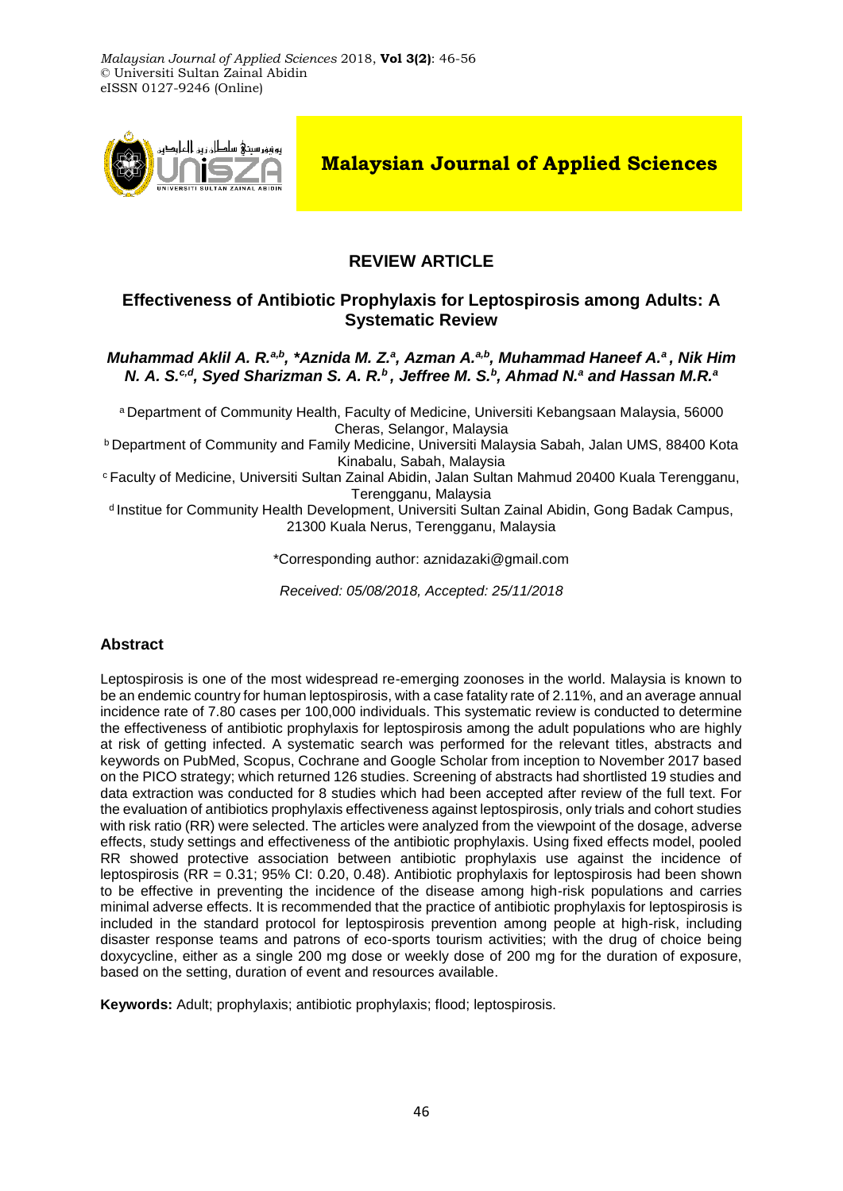**REVIEW ARTICLE**

# Effectiveness of Antibiotic Prophylaxis for Leptospirosis among Adults: A Systematic Review

***Muhammad Aklil A. R.[a,b], *Aznida M. Z.[a], Azman A.[a,b], Muhammad Haneef A.[a], Nik Him N. A. S.[c,d], Syed Sharizman S. A. R.[b], Jeffree M. S.[b], Ahmad N.[a] and Hassan M.R.[a]***

[a] Department of Community Health, Faculty of Medicine, Universiti Kebangsaan Malaysia, 56000 Cheras, Selangor, Malaysia

[b] Department of Community and Family Medicine, Universiti Malaysia Sabah, Jalan UMS, 88400 Kota Kinabalu, Sabah, Malaysia

[c] Faculty of Medicine, Universiti Sultan Zainal Abidin, Jalan Sultan Mahmud 20400 Kuala Terengganu, Terengganu, Malaysia

[d] Institue for Community Health Development, Universiti Sultan Zainal Abidin, Gong Badak Campus, 21300 Kuala Nerus, Terengganu, Malaysia

*Corresponding author: aznidazaki@gmail.com

*Received: 05/08/2018, Accepted: 25/11/2018*

## Abstract

Leptospirosis is one of the most widespread re-emerging zoonoses in the world. Malaysia is known to be an endemic country for human leptospirosis, with a case fatality rate of 2.11%, and an average annual incidence rate of 7.80 cases per 100,000 individuals. This systematic review is conducted to determine the effectiveness of antibiotic prophylaxis for leptospirosis among the adult populations who are highly at risk of getting infected. A systematic search was performed for the relevant titles, abstracts and keywords on PubMed, Scopus, Cochrane and Google Scholar from inception to November 2017 based on the PICO strategy; which returned 126 studies. Screening of abstracts had shortlisted 19 studies and data extraction was conducted for 8 studies which had been accepted after review of the full text. For the evaluation of antibiotics prophylaxis effectiveness against leptospirosis, only trials and cohort studies with risk ratio (RR) were selected. The articles were analyzed from the viewpoint of the dosage, adverse effects, study settings and effectiveness of the antibiotic prophylaxis. Using fixed effects model, pooled RR showed protective association between antibiotic prophylaxis use against the incidence of leptospirosis (RR = 0.31; 95% CI: 0.20, 0.48). Antibiotic prophylaxis for leptospirosis had been shown to be effective in preventing the incidence of the disease among high-risk populations and carries minimal adverse effects. It is recommended that the practice of antibiotic prophylaxis for leptospirosis is included in the standard protocol for leptospirosis prevention among people at high-risk, including disaster response teams and patrons of eco-sports tourism activities; with the drug of choice being doxycycline, either as a single 200 mg dose or weekly dose of 200 mg for the duration of exposure, based on the setting, duration of event and resources available.

**Keywords:** Adult; prophylaxis; antibiotic prophylaxis; flood; leptospirosis.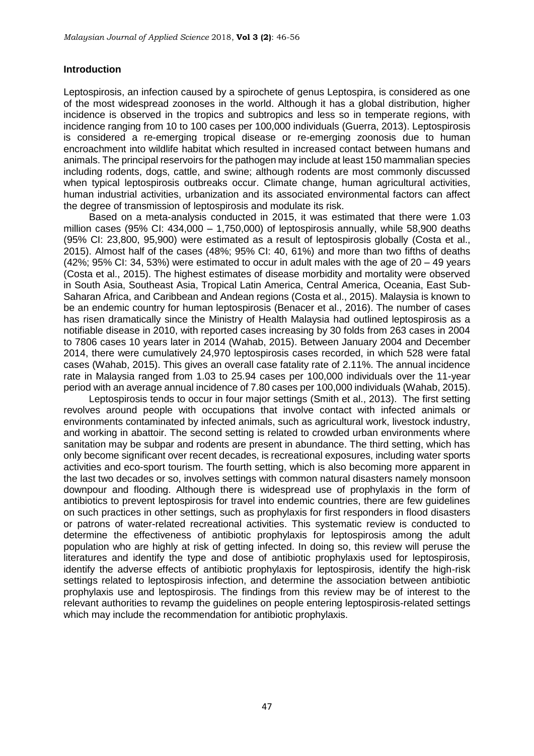## Introduction

Leptospirosis, an infection caused by a spirochete of genus Leptospira, is considered as one of the most widespread zoonoses in the world. Although it has a global distribution, higher incidence is observed in the tropics and subtropics and less so in temperate regions, with incidence ranging from 10 to 100 cases per 100,000 individuals (Guerra, 2013). Leptospirosis is considered a re-emerging tropical disease or re-emerging zoonosis due to human encroachment into wildlife habitat which resulted in increased contact between humans and animals. The principal reservoirs for the pathogen may include at least 150 mammalian species including rodents, dogs, cattle, and swine; although rodents are most commonly discussed when typical leptospirosis outbreaks occur. Climate change, human agricultural activities, human industrial activities, urbanization and its associated environmental factors can affect the degree of transmission of leptospirosis and modulate its risk.

Based on a meta-analysis conducted in 2015, it was estimated that there were 1.03 million cases (95% CI: 434,000 – 1,750,000) of leptospirosis annually, while 58,900 deaths (95% CI: 23,800, 95,900) were estimated as a result of leptospirosis globally (Costa et al., 2015). Almost half of the cases (48%; 95% CI: 40, 61%) and more than two fifths of deaths (42%; 95% CI: 34, 53%) were estimated to occur in adult males with the age of 20 – 49 years (Costa et al., 2015). The highest estimates of disease morbidity and mortality were observed in South Asia, Southeast Asia, Tropical Latin America, Central America, Oceania, East Sub-Saharan Africa, and Caribbean and Andean regions (Costa et al., 2015). Malaysia is known to be an endemic country for human leptospirosis (Benacer et al., 2016). The number of cases has risen dramatically since the Ministry of Health Malaysia had outlined leptospirosis as a notifiable disease in 2010, with reported cases increasing by 30 folds from 263 cases in 2004 to 7806 cases 10 years later in 2014 (Wahab, 2015). Between January 2004 and December 2014, there were cumulatively 24,970 leptospirosis cases recorded, in which 528 were fatal cases (Wahab, 2015). This gives an overall case fatality rate of 2.11%. The annual incidence rate in Malaysia ranged from 1.03 to 25.94 cases per 100,000 individuals over the 11-year period with an average annual incidence of 7.80 cases per 100,000 individuals (Wahab, 2015).

Leptospirosis tends to occur in four major settings (Smith et al., 2013). The first setting revolves around people with occupations that involve contact with infected animals or environments contaminated by infected animals, such as agricultural work, livestock industry, and working in abattoir. The second setting is related to crowded urban environments where sanitation may be subpar and rodents are present in abundance. The third setting, which has only become significant over recent decades, is recreational exposures, including water sports activities and eco-sport tourism. The fourth setting, which is also becoming more apparent in the last two decades or so, involves settings with common natural disasters namely monsoon downpour and flooding. Although there is widespread use of prophylaxis in the form of antibiotics to prevent leptospirosis for travel into endemic countries, there are few guidelines on such practices in other settings, such as prophylaxis for first responders in flood disasters or patrons of water-related recreational activities. This systematic review is conducted to determine the effectiveness of antibiotic prophylaxis for leptospirosis among the adult population who are highly at risk of getting infected. In doing so, this review will peruse the literatures and identify the type and dose of antibiotic prophylaxis used for leptospirosis, identify the adverse effects of antibiotic prophylaxis for leptospirosis, identify the high-risk settings related to leptospirosis infection, and determine the association between antibiotic prophylaxis use and leptospirosis. The findings from this review may be of interest to the relevant authorities to revamp the guidelines on people entering leptospirosis-related settings which may include the recommendation for antibiotic prophylaxis.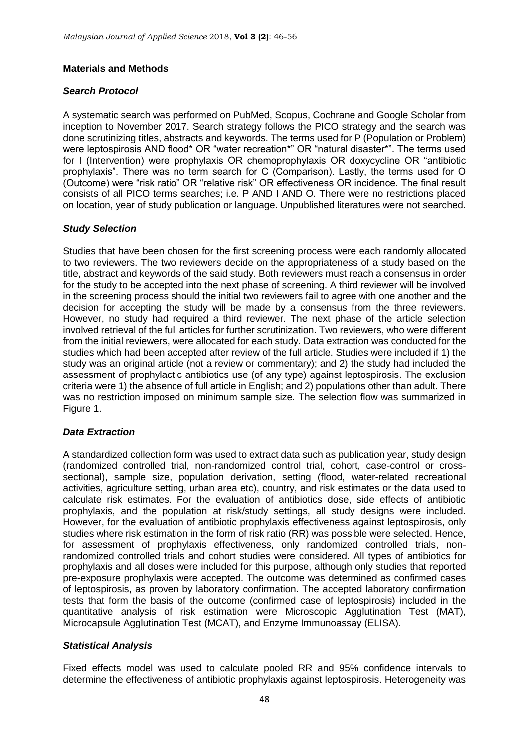## Materials and Methods

### *Search Protocol*

A systematic search was performed on PubMed, Scopus, Cochrane and Google Scholar from inception to November 2017. Search strategy follows the PICO strategy and the search was done scrutinizing titles, abstracts and keywords. The terms used for P (Population or Problem) were leptospirosis AND flood* OR "water recreation*" OR "natural disaster*". The terms used for I (Intervention) were prophylaxis OR chemoprophylaxis OR doxycycline OR "antibiotic prophylaxis". There was no term search for C (Comparison). Lastly, the terms used for O (Outcome) were "risk ratio" OR "relative risk" OR effectiveness OR incidence. The final result consists of all PICO terms searches; i.e. P AND I AND O. There were no restrictions placed on location, year of study publication or language. Unpublished literatures were not searched.

### *Study Selection*

Studies that have been chosen for the first screening process were each randomly allocated to two reviewers. The two reviewers decide on the appropriateness of a study based on the title, abstract and keywords of the said study. Both reviewers must reach a consensus in order for the study to be accepted into the next phase of screening. A third reviewer will be involved in the screening process should the initial two reviewers fail to agree with one another and the decision for accepting the study will be made by a consensus from the three reviewers. However, no study had required a third reviewer. The next phase of the article selection involved retrieval of the full articles for further scrutinization. Two reviewers, who were different from the initial reviewers, were allocated for each study. Data extraction was conducted for the studies which had been accepted after review of the full article. Studies were included if 1) the study was an original article (not a review or commentary); and 2) the study had included the assessment of prophylactic antibiotics use (of any type) against leptospirosis. The exclusion criteria were 1) the absence of full article in English; and 2) populations other than adult. There was no restriction imposed on minimum sample size. The selection flow was summarized in Figure 1.

### *Data Extraction*

A standardized collection form was used to extract data such as publication year, study design (randomized controlled trial, non-randomized control trial, cohort, case-control or cross-sectional), sample size, population derivation, setting (flood, water-related recreational activities, agriculture setting, urban area etc), country, and risk estimates or the data used to calculate risk estimates. For the evaluation of antibiotics dose, side effects of antibiotic prophylaxis, and the population at risk/study settings, all study designs were included. However, for the evaluation of antibiotic prophylaxis effectiveness against leptospirosis, only studies where risk estimation in the form of risk ratio (RR) was possible were selected. Hence, for assessment of prophylaxis effectiveness, only randomized controlled trials, non-randomized controlled trials and cohort studies were considered. All types of antibiotics for prophylaxis and all doses were included for this purpose, although only studies that reported pre-exposure prophylaxis were accepted. The outcome was determined as confirmed cases of leptospirosis, as proven by laboratory confirmation. The accepted laboratory confirmation tests that form the basis of the outcome (confirmed case of leptospirosis) included in the quantitative analysis of risk estimation were Microscopic Agglutination Test (MAT), Microcapsule Agglutination Test (MCAT), and Enzyme Immunoassay (ELISA).

### *Statistical Analysis*

Fixed effects model was used to calculate pooled RR and 95% confidence intervals to determine the effectiveness of antibiotic prophylaxis against leptospirosis. Heterogeneity was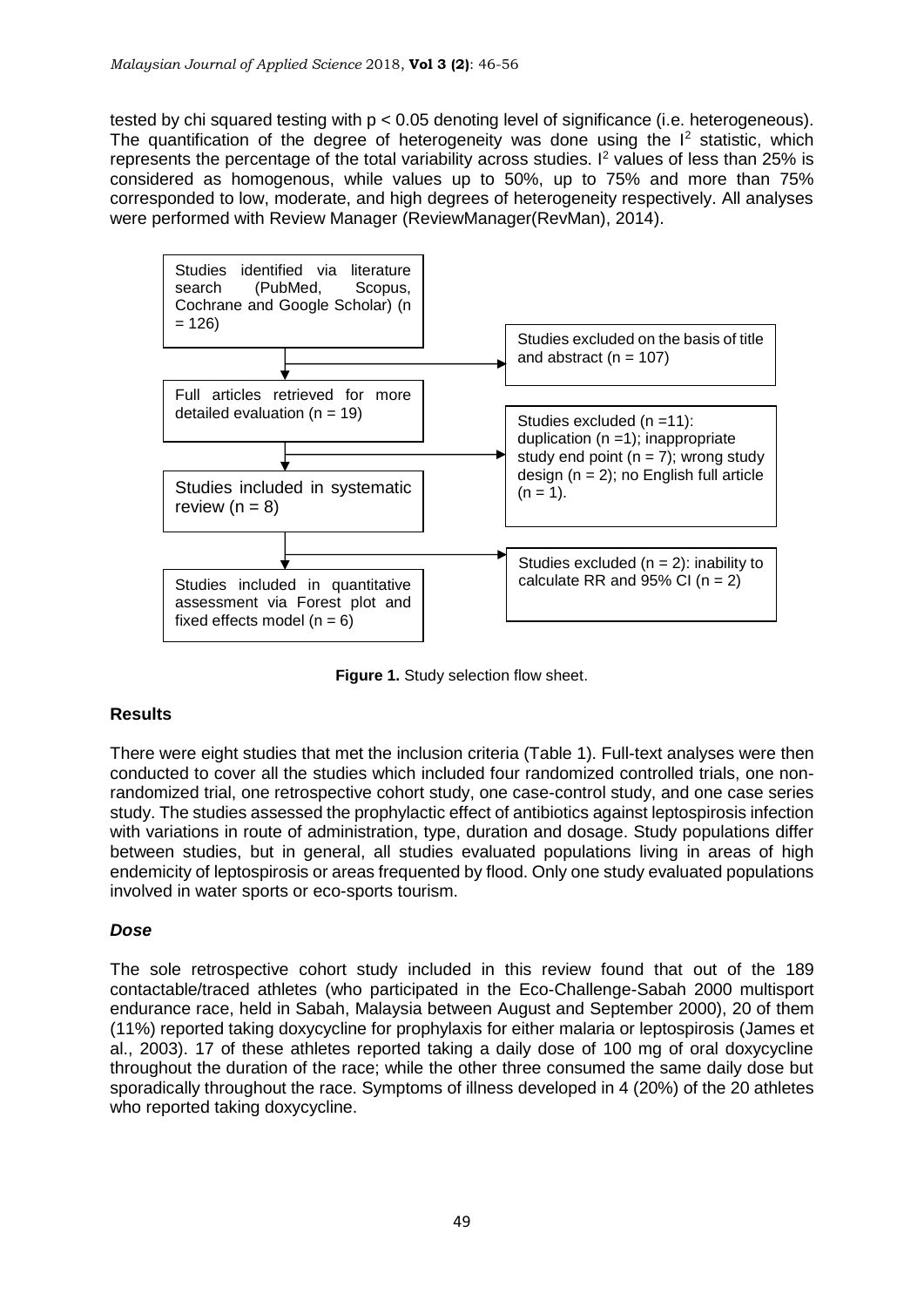tested by chi squared testing with $p < 0.05$ denoting level of significance (i.e. heterogeneous). The quantification of the degree of heterogeneity was done using the $I^2$ statistic, which represents the percentage of the total variability across studies. $I^2$ values of less than 25% is considered as homogenous, while values up to 50%, up to 75% and more than 75% corresponded to low, moderate, and high degrees of heterogeneity respectively. All analyses were performed with Review Manager (ReviewManager(RevMan), 2014).

Studies identified via literature search (PubMed, Scopus, Cochrane and Google Scholar) (n = 126)

→ Studies excluded on the basis of title and abstract (n = 107)

Full articles retrieved for more detailed evaluation (n = 19)

→ Studies excluded (n =11): duplication (n =1); inappropriate study end point (n = 7); wrong study design (n = 2); no English full article (n = 1).

Studies included in systematic review (n = 8)

→ Studies excluded (n = 2): inability to calculate RR and 95% CI (n = 2)

Studies included in quantitative assessment via Forest plot and fixed effects model (n = 6)

**Figure 1.** Study selection flow sheet.

## Results

There were eight studies that met the inclusion criteria (Table 1). Full-text analyses were then conducted to cover all the studies which included four randomized controlled trials, one non-randomized trial, one retrospective cohort study, one case-control study, and one case series study. The studies assessed the prophylactic effect of antibiotics against leptospirosis infection with variations in route of administration, type, duration and dosage. Study populations differ between studies, but in general, all studies evaluated populations living in areas of high endemicity of leptospirosis or areas frequented by flood. Only one study evaluated populations involved in water sports or eco-sports tourism.

### *Dose*

The sole retrospective cohort study included in this review found that out of the 189 contactable/traced athletes (who participated in the Eco-Challenge-Sabah 2000 multisport endurance race, held in Sabah, Malaysia between August and September 2000), 20 of them (11%) reported taking doxycycline for prophylaxis for either malaria or leptospirosis (James et al., 2003). 17 of these athletes reported taking a daily dose of 100 mg of oral doxycycline throughout the duration of the race; while the other three consumed the same daily dose but sporadically throughout the race. Symptoms of illness developed in 4 (20%) of the 20 athletes who reported taking doxycycline.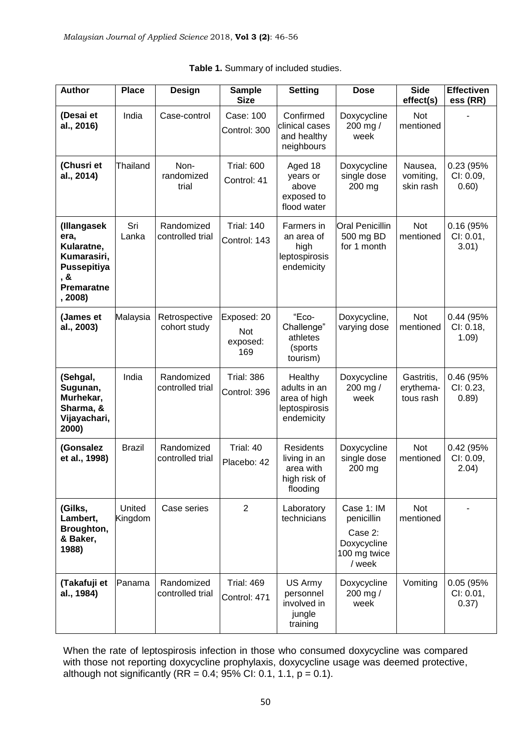**Table 1.** Summary of included studies.

| Author | Place | Design | Sample Size | Setting | Dose | Side effect(s) | Effectiveness (RR) |
|---|---|---|---|---|---|---|---|
| **(Desai et al., 2016)** | India | Case-control | Case: 100<br>Control: 300 | Confirmed clinical cases and healthy neighbours | Doxycycline 200 mg / week | Not mentioned | - |
| **(Chusri et al., 2014)** | Thailand | Non-randomized trial | Trial: 600<br>Control: 41 | Aged 18 years or above exposed to flood water | Doxycycline single dose 200 mg | Nausea, vomiting, skin rash | 0.23 (95% CI: 0.09, 0.60) |
| **(Illangasekera, Kularatne, Kumarasiri, Pussepitiya, & Premaratne, 2008)** | Sri Lanka | Randomized controlled trial | Trial: 140<br>Control: 143 | Farmers in an area of high leptospirosis endemicity | Oral Penicillin 500 mg BD for 1 month | Not mentioned | 0.16 (95% CI: 0.01, 3.01) |
| **(James et al., 2003)** | Malaysia | Retrospective cohort study | Exposed: 20<br>Not exposed: 169 | "Eco-Challenge" athletes (sports tourism) | Doxycycline, varying dose | Not mentioned | 0.44 (95% CI: 0.18, 1.09) |
| **(Sehgal, Sugunan, Murhekar, Sharma, & Vijayachari, 2000)** | India | Randomized controlled trial | Trial: 386<br>Control: 396 | Healthy adults in an area of high leptospirosis endemicity | Doxycycline 200 mg / week | Gastritis, erythematous rash | 0.46 (95% CI: 0.23, 0.89) |
| **(Gonsalez et al., 1998)** | Brazil | Randomized controlled trial | Trial: 40<br>Placebo: 42 | Residents living in an area with high risk of flooding | Doxycycline single dose 200 mg | Not mentioned | 0.42 (95% CI: 0.09, 2.04) |
| **(Gilks, Lambert, Broughton, & Baker, 1988)** | United Kingdom | Case series | 2 | Laboratory technicians | Case 1: IM penicillin<br>Case 2: Doxycycline 100 mg twice / week | Not mentioned | - |
| **(Takafuji et al., 1984)** | Panama | Randomized controlled trial | Trial: 469<br>Control: 471 | US Army personnel involved in jungle training | Doxycycline 200 mg / week | Vomiting | 0.05 (95% CI: 0.01, 0.37) |

When the rate of leptospirosis infection in those who consumed doxycycline was compared with those not reporting doxycycline prophylaxis, doxycycline usage was deemed protective, although not significantly (RR = 0.4; 95% CI: 0.1, 1.1, $p = 0.1$).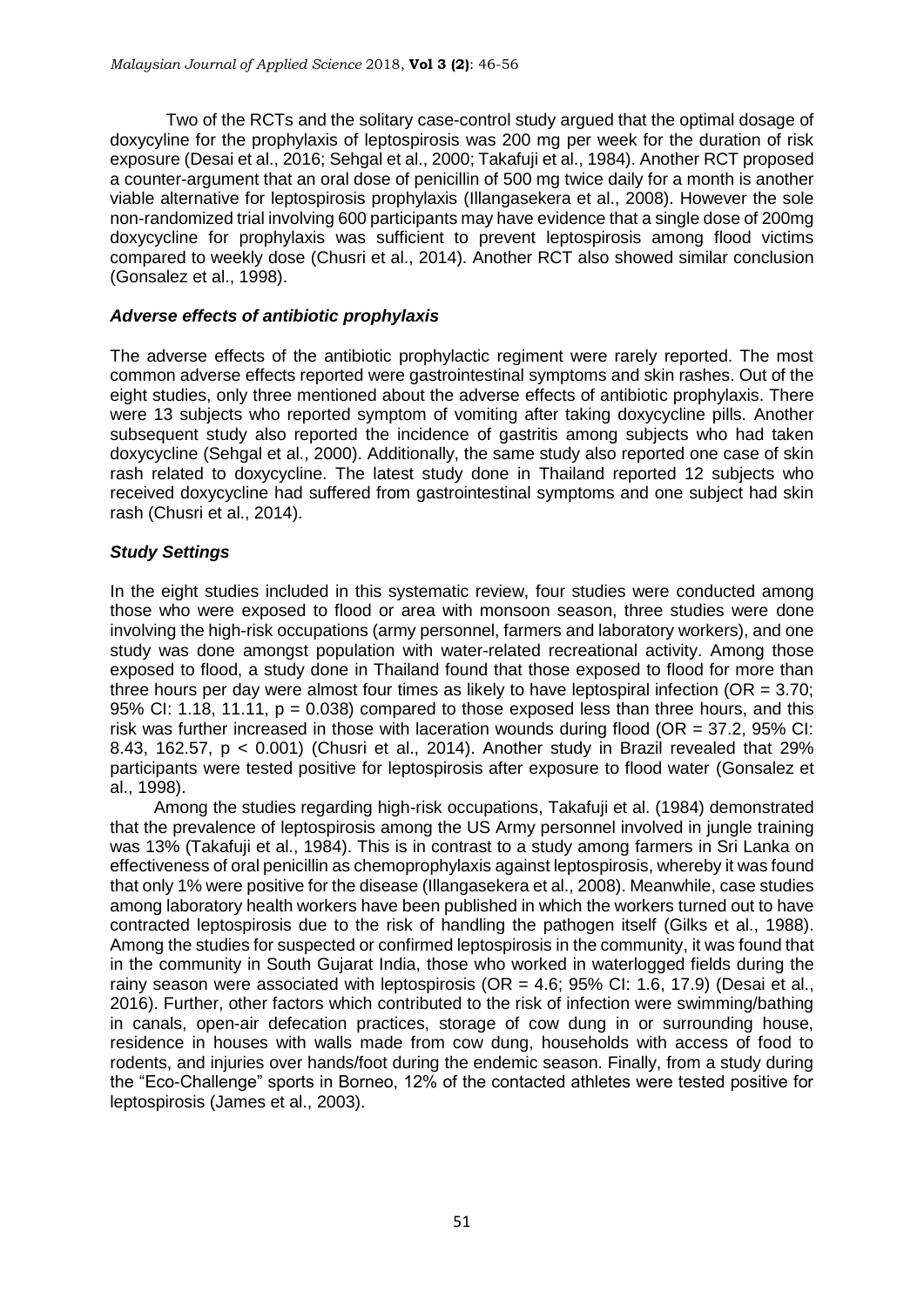Two of the RCTs and the solitary case-control study argued that the optimal dosage of doxycyline for the prophylaxis of leptospirosis was 200 mg per week for the duration of risk exposure (Desai et al., 2016; Sehgal et al., 2000; Takafuji et al., 1984). Another RCT proposed a counter-argument that an oral dose of penicillin of 500 mg twice daily for a month is another viable alternative for leptospirosis prophylaxis (Illangasekera et al., 2008). However the sole non-randomized trial involving 600 participants may have evidence that a single dose of 200mg doxycycline for prophylaxis was sufficient to prevent leptospirosis among flood victims compared to weekly dose (Chusri et al., 2014). Another RCT also showed similar conclusion (Gonsalez et al., 1998).

### *Adverse effects of antibiotic prophylaxis*

The adverse effects of the antibiotic prophylactic regiment were rarely reported. The most common adverse effects reported were gastrointestinal symptoms and skin rashes. Out of the eight studies, only three mentioned about the adverse effects of antibiotic prophylaxis. There were 13 subjects who reported symptom of vomiting after taking doxycycline pills. Another subsequent study also reported the incidence of gastritis among subjects who had taken doxycycline (Sehgal et al., 2000). Additionally, the same study also reported one case of skin rash related to doxycycline. The latest study done in Thailand reported 12 subjects who received doxycycline had suffered from gastrointestinal symptoms and one subject had skin rash (Chusri et al., 2014).

### *Study Settings*

In the eight studies included in this systematic review, four studies were conducted among those who were exposed to flood or area with monsoon season, three studies were done involving the high-risk occupations (army personnel, farmers and laboratory workers), and one study was done amongst population with water-related recreational activity. Among those exposed to flood, a study done in Thailand found that those exposed to flood for more than three hours per day were almost four times as likely to have leptospiral infection (OR = 3.70; 95% CI: 1.18, 11.11, $p = 0.038$) compared to those exposed less than three hours, and this risk was further increased in those with laceration wounds during flood (OR = 37.2, 95% CI: 8.43, 162.57, $p < 0.001$) (Chusri et al., 2014). Another study in Brazil revealed that 29% participants were tested positive for leptospirosis after exposure to flood water (Gonsalez et al., 1998).

Among the studies regarding high-risk occupations, Takafuji et al. (1984) demonstrated that the prevalence of leptospirosis among the US Army personnel involved in jungle training was 13% (Takafuji et al., 1984). This is in contrast to a study among farmers in Sri Lanka on effectiveness of oral penicillin as chemoprophylaxis against leptospirosis, whereby it was found that only 1% were positive for the disease (Illangasekera et al., 2008). Meanwhile, case studies among laboratory health workers have been published in which the workers turned out to have contracted leptospirosis due to the risk of handling the pathogen itself (Gilks et al., 1988). Among the studies for suspected or confirmed leptospirosis in the community, it was found that in the community in South Gujarat India, those who worked in waterlogged fields during the rainy season were associated with leptospirosis (OR = 4.6; 95% CI: 1.6, 17.9) (Desai et al., 2016). Further, other factors which contributed to the risk of infection were swimming/bathing in canals, open-air defecation practices, storage of cow dung in or surrounding house, residence in houses with walls made from cow dung, households with access of food to rodents, and injuries over hands/foot during the endemic season. Finally, from a study during the "Eco-Challenge" sports in Borneo, 12% of the contacted athletes were tested positive for leptospirosis (James et al., 2003).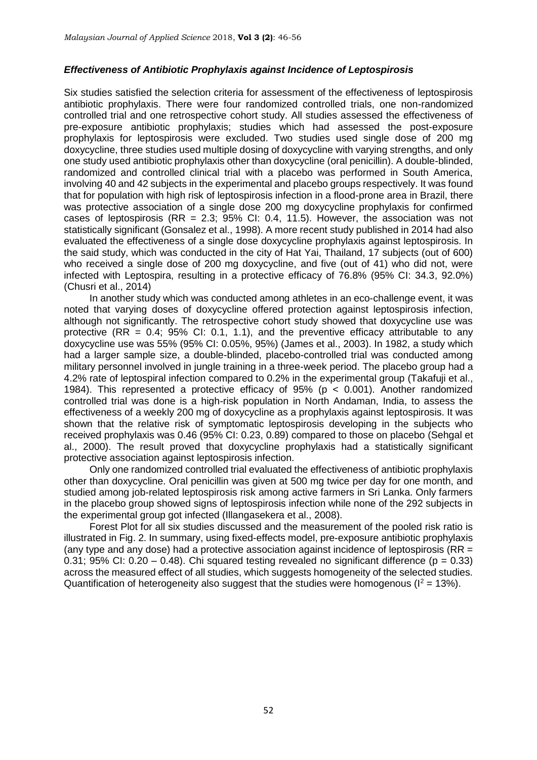### *Effectiveness of Antibiotic Prophylaxis against Incidence of Leptospirosis*

Six studies satisfied the selection criteria for assessment of the effectiveness of leptospirosis antibiotic prophylaxis. There were four randomized controlled trials, one non-randomized controlled trial and one retrospective cohort study. All studies assessed the effectiveness of pre-exposure antibiotic prophylaxis; studies which had assessed the post-exposure prophylaxis for leptospirosis were excluded. Two studies used single dose of 200 mg doxycycline, three studies used multiple dosing of doxycycline with varying strengths, and only one study used antibiotic prophylaxis other than doxycycline (oral penicillin). A double-blinded, randomized and controlled clinical trial with a placebo was performed in South America, involving 40 and 42 subjects in the experimental and placebo groups respectively. It was found that for population with high risk of leptospirosis infection in a flood-prone area in Brazil, there was protective association of a single dose 200 mg doxycycline prophylaxis for confirmed cases of leptospirosis (RR = 2.3; 95% CI: 0.4, 11.5). However, the association was not statistically significant (Gonsalez et al., 1998). A more recent study published in 2014 had also evaluated the effectiveness of a single dose doxycycline prophylaxis against leptospirosis. In the said study, which was conducted in the city of Hat Yai, Thailand, 17 subjects (out of 600) who received a single dose of 200 mg doxycycline, and five (out of 41) who did not, were infected with Leptospira, resulting in a protective efficacy of 76.8% (95% CI: 34.3, 92.0%) (Chusri et al., 2014)

In another study which was conducted among athletes in an eco-challenge event, it was noted that varying doses of doxycycline offered protection against leptospirosis infection, although not significantly. The retrospective cohort study showed that doxycycline use was protective (RR = 0.4; 95% CI: 0.1, 1.1), and the preventive efficacy attributable to any doxycycline use was 55% (95% CI: 0.05%, 95%) (James et al., 2003). In 1982, a study which had a larger sample size, a double-blinded, placebo-controlled trial was conducted among military personnel involved in jungle training in a three-week period. The placebo group had a 4.2% rate of leptospiral infection compared to 0.2% in the experimental group (Takafuji et al., 1984). This represented a protective efficacy of 95% ($p < 0.001$). Another randomized controlled trial was done is a high-risk population in North Andaman, India, to assess the effectiveness of a weekly 200 mg of doxycycline as a prophylaxis against leptospirosis. It was shown that the relative risk of symptomatic leptospirosis developing in the subjects who received prophylaxis was 0.46 (95% CI: 0.23, 0.89) compared to those on placebo (Sehgal et al., 2000). The result proved that doxycycline prophylaxis had a statistically significant protective association against leptospirosis infection.

Only one randomized controlled trial evaluated the effectiveness of antibiotic prophylaxis other than doxycycline. Oral penicillin was given at 500 mg twice per day for one month, and studied among job-related leptospirosis risk among active farmers in Sri Lanka. Only farmers in the placebo group showed signs of leptospirosis infection while none of the 292 subjects in the experimental group got infected (Illangasekera et al., 2008).

Forest Plot for all six studies discussed and the measurement of the pooled risk ratio is illustrated in Fig. 2. In summary, using fixed-effects model, pre-exposure antibiotic prophylaxis (any type and any dose) had a protective association against incidence of leptospirosis (RR = 0.31; 95% CI: 0.20 – 0.48). Chi squared testing revealed no significant difference ($p = 0.33$) across the measured effect of all studies, which suggests homogeneity of the selected studies. Quantification of heterogeneity also suggest that the studies were homogenous ($I^2 = 13\%$).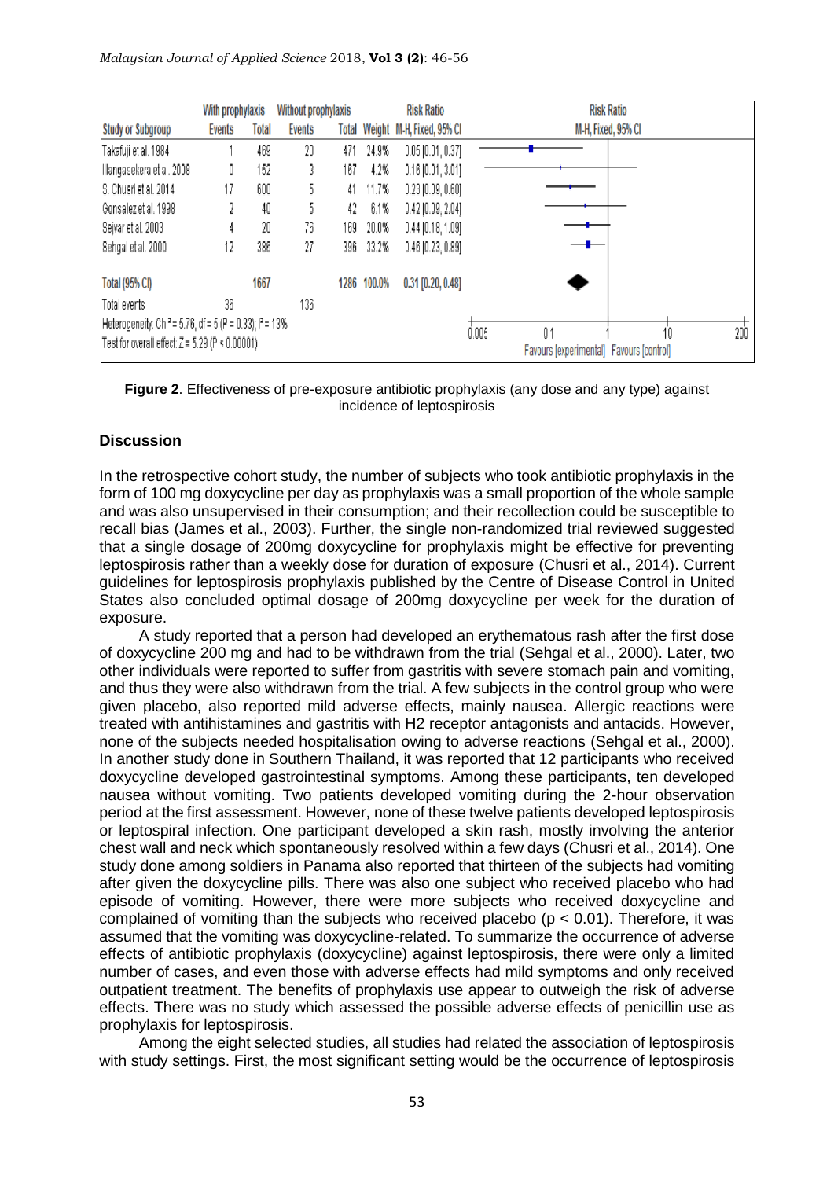| Study or Subgroup | With prophylaxis Events | Total | Without prophylaxis Events | Total | Weight | Risk Ratio M-H, Fixed, 95% CI |
|---|---|---|---|---|---|---|
| Takafuji et al. 1984 | 1 | 469 | 20 | 471 | 24.9% | 0.05 [0.01, 0.37] |
| Illangasekera et al. 2008 | 0 | 152 | 3 | 167 | 4.2% | 0.16 [0.01, 3.01] |
| S. Chusri et al. 2014 | 17 | 600 | 5 | 41 | 11.7% | 0.23 [0.09, 0.60] |
| Gonsalez et al. 1998 | 2 | 40 | 5 | 42 | 6.1% | 0.42 [0.09, 2.04] |
| Sejvar et al. 2003 | 4 | 20 | 76 | 169 | 20.0% | 0.44 [0.18, 1.09] |
| Sehgal et al. 2000 | 12 | 386 | 27 | 396 | 33.2% | 0.46 [0.23, 0.89] |
| **Total (95% CI)** | | **1667** | | **1286** | **100.0%** | **0.31 [0.20, 0.48]** |
| Total events | 36 | | 136 | | | |

Heterogeneity: $Chi^2 = 5.76$, df = 5 (P = 0.33); $I^2 = 13\%$
Test for overall effect: Z = 5.29 (P < 0.00001)

Favours [experimental] Favours [control]

**Figure 2**. Effectiveness of pre-exposure antibiotic prophylaxis (any dose and any type) against incidence of leptospirosis

## Discussion

In the retrospective cohort study, the number of subjects who took antibiotic prophylaxis in the form of 100 mg doxycycline per day as prophylaxis was a small proportion of the whole sample and was also unsupervised in their consumption; and their recollection could be susceptible to recall bias (James et al., 2003). Further, the single non-randomized trial reviewed suggested that a single dosage of 200mg doxycycline for prophylaxis might be effective for preventing leptospirosis rather than a weekly dose for duration of exposure (Chusri et al., 2014). Current guidelines for leptospirosis prophylaxis published by the Centre of Disease Control in United States also concluded optimal dosage of 200mg doxycycline per week for the duration of exposure.

A study reported that a person had developed an erythematous rash after the first dose of doxycycline 200 mg and had to be withdrawn from the trial (Sehgal et al., 2000). Later, two other individuals were reported to suffer from gastritis with severe stomach pain and vomiting, and thus they were also withdrawn from the trial. A few subjects in the control group who were given placebo, also reported mild adverse effects, mainly nausea. Allergic reactions were treated with antihistamines and gastritis with H2 receptor antagonists and antacids. However, none of the subjects needed hospitalisation owing to adverse reactions (Sehgal et al., 2000). In another study done in Southern Thailand, it was reported that 12 participants who received doxycycline developed gastrointestinal symptoms. Among these participants, ten developed nausea without vomiting. Two patients developed vomiting during the 2-hour observation period at the first assessment. However, none of these twelve patients developed leptospirosis or leptospiral infection. One participant developed a skin rash, mostly involving the anterior chest wall and neck which spontaneously resolved within a few days (Chusri et al., 2014). One study done among soldiers in Panama also reported that thirteen of the subjects had vomiting after given the doxycycline pills. There was also one subject who received placebo who had episode of vomiting. However, there were more subjects who received doxycycline and complained of vomiting than the subjects who received placebo ($p < 0.01$). Therefore, it was assumed that the vomiting was doxycycline-related. To summarize the occurrence of adverse effects of antibiotic prophylaxis (doxycycline) against leptospirosis, there were only a limited number of cases, and even those with adverse effects had mild symptoms and only received outpatient treatment. The benefits of prophylaxis use appear to outweigh the risk of adverse effects. There was no study which assessed the possible adverse effects of penicillin use as prophylaxis for leptospirosis.

Among the eight selected studies, all studies had related the association of leptospirosis with study settings. First, the most significant setting would be the occurrence of leptospirosis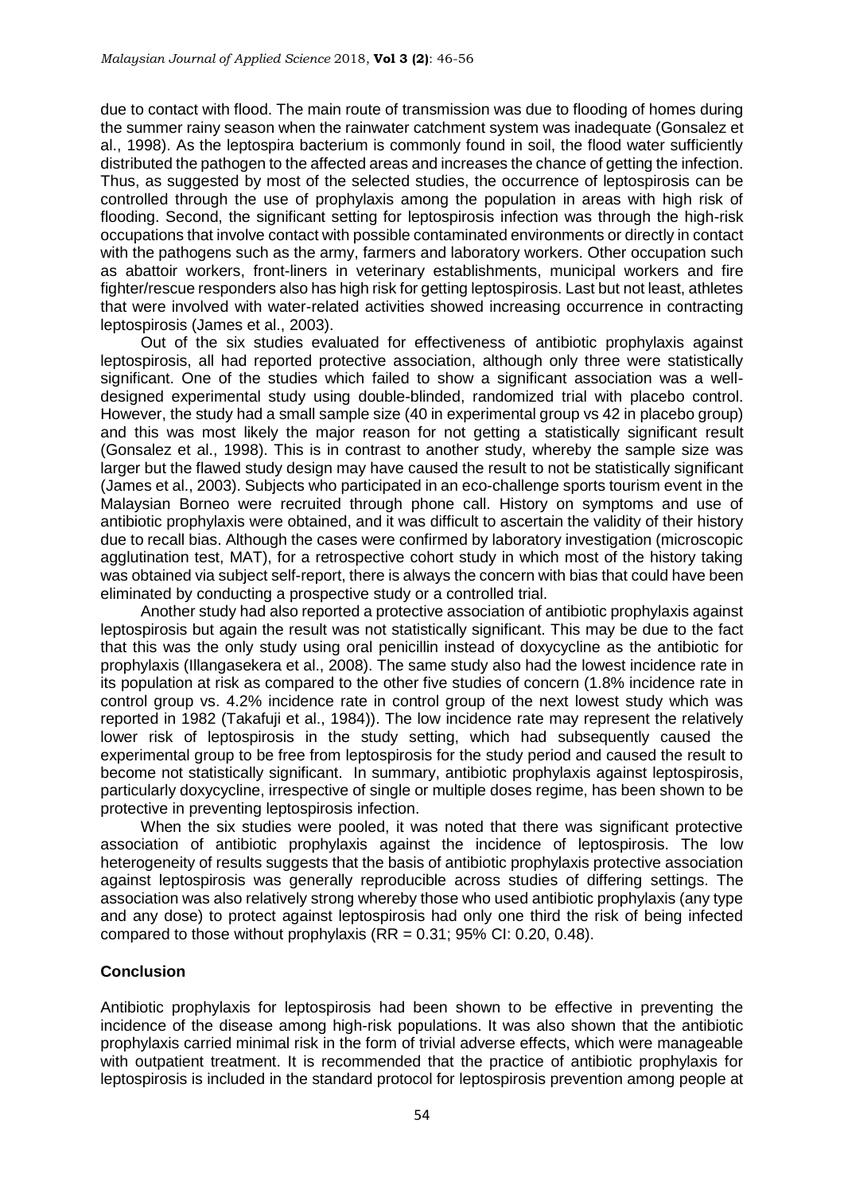due to contact with flood. The main route of transmission was due to flooding of homes during the summer rainy season when the rainwater catchment system was inadequate (Gonsalez et al., 1998). As the leptospira bacterium is commonly found in soil, the flood water sufficiently distributed the pathogen to the affected areas and increases the chance of getting the infection. Thus, as suggested by most of the selected studies, the occurrence of leptospirosis can be controlled through the use of prophylaxis among the population in areas with high risk of flooding. Second, the significant setting for leptospirosis infection was through the high-risk occupations that involve contact with possible contaminated environments or directly in contact with the pathogens such as the army, farmers and laboratory workers. Other occupation such as abattoir workers, front-liners in veterinary establishments, municipal workers and fire fighter/rescue responders also has high risk for getting leptospirosis. Last but not least, athletes that were involved with water-related activities showed increasing occurrence in contracting leptospirosis (James et al., 2003).

Out of the six studies evaluated for effectiveness of antibiotic prophylaxis against leptospirosis, all had reported protective association, although only three were statistically significant. One of the studies which failed to show a significant association was a well-designed experimental study using double-blinded, randomized trial with placebo control. However, the study had a small sample size (40 in experimental group vs 42 in placebo group) and this was most likely the major reason for not getting a statistically significant result (Gonsalez et al., 1998). This is in contrast to another study, whereby the sample size was larger but the flawed study design may have caused the result to not be statistically significant (James et al., 2003). Subjects who participated in an eco-challenge sports tourism event in the Malaysian Borneo were recruited through phone call. History on symptoms and use of antibiotic prophylaxis were obtained, and it was difficult to ascertain the validity of their history due to recall bias. Although the cases were confirmed by laboratory investigation (microscopic agglutination test, MAT), for a retrospective cohort study in which most of the history taking was obtained via subject self-report, there is always the concern with bias that could have been eliminated by conducting a prospective study or a controlled trial.

Another study had also reported a protective association of antibiotic prophylaxis against leptospirosis but again the result was not statistically significant. This may be due to the fact that this was the only study using oral penicillin instead of doxycycline as the antibiotic for prophylaxis (Illangasekera et al., 2008). The same study also had the lowest incidence rate in its population at risk as compared to the other five studies of concern (1.8% incidence rate in control group vs. 4.2% incidence rate in control group of the next lowest study which was reported in 1982 (Takafuji et al., 1984)). The low incidence rate may represent the relatively lower risk of leptospirosis in the study setting, which had subsequently caused the experimental group to be free from leptospirosis for the study period and caused the result to become not statistically significant. In summary, antibiotic prophylaxis against leptospirosis, particularly doxycycline, irrespective of single or multiple doses regime, has been shown to be protective in preventing leptospirosis infection.

When the six studies were pooled, it was noted that there was significant protective association of antibiotic prophylaxis against the incidence of leptospirosis. The low heterogeneity of results suggests that the basis of antibiotic prophylaxis protective association against leptospirosis was generally reproducible across studies of differing settings. The association was also relatively strong whereby those who used antibiotic prophylaxis (any type and any dose) to protect against leptospirosis had only one third the risk of being infected compared to those without prophylaxis (RR = 0.31; 95% CI: 0.20, 0.48).

## Conclusion

Antibiotic prophylaxis for leptospirosis had been shown to be effective in preventing the incidence of the disease among high-risk populations. It was also shown that the antibiotic prophylaxis carried minimal risk in the form of trivial adverse effects, which were manageable with outpatient treatment. It is recommended that the practice of antibiotic prophylaxis for leptospirosis is included in the standard protocol for leptospirosis prevention among people at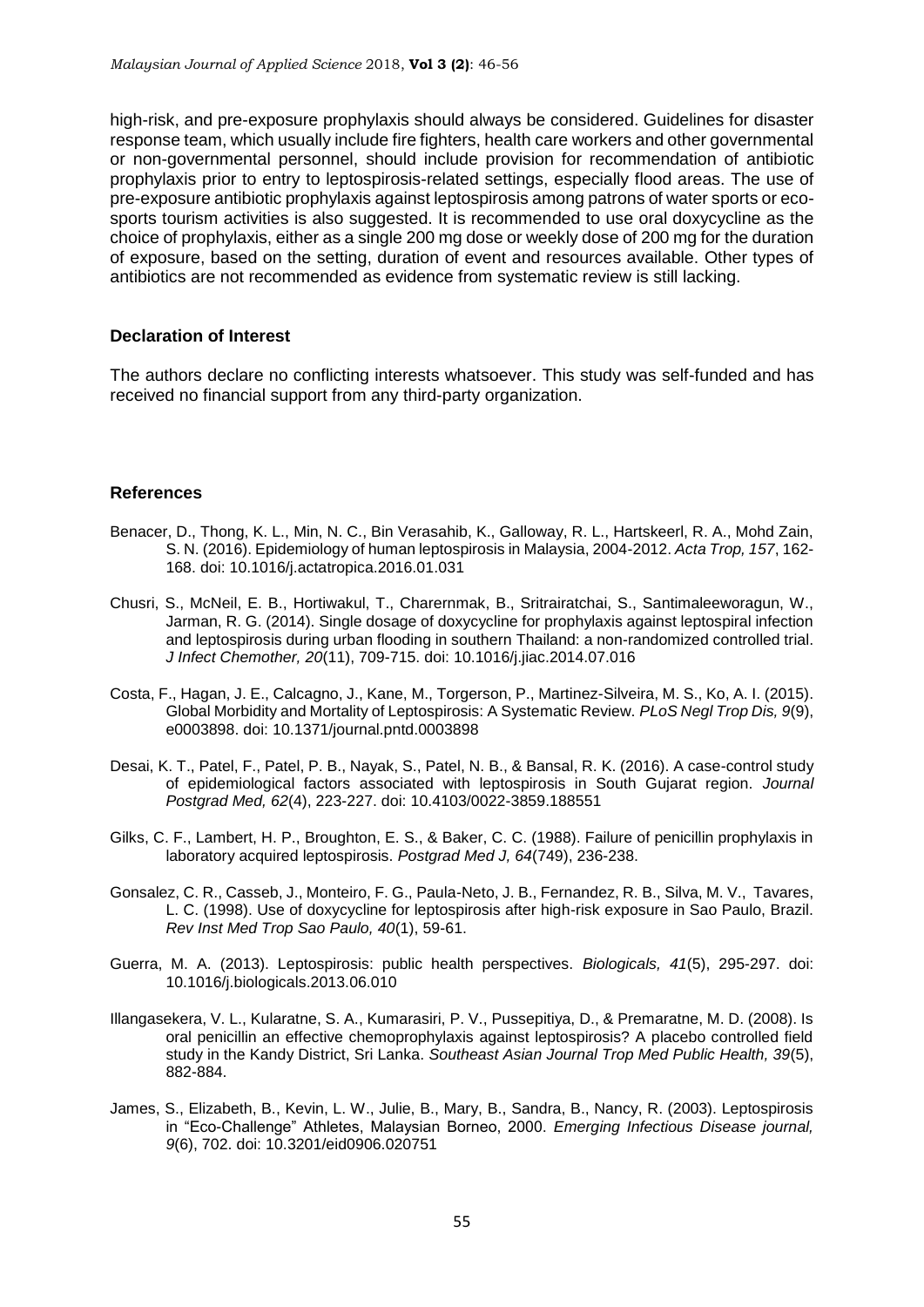high-risk, and pre-exposure prophylaxis should always be considered. Guidelines for disaster response team, which usually include fire fighters, health care workers and other governmental or non-governmental personnel, should include provision for recommendation of antibiotic prophylaxis prior to entry to leptospirosis-related settings, especially flood areas. The use of pre-exposure antibiotic prophylaxis against leptospirosis among patrons of water sports or eco-sports tourism activities is also suggested. It is recommended to use oral doxycycline as the choice of prophylaxis, either as a single 200 mg dose or weekly dose of 200 mg for the duration of exposure, based on the setting, duration of event and resources available. Other types of antibiotics are not recommended as evidence from systematic review is still lacking.

### Declaration of Interest

The authors declare no conflicting interests whatsoever. This study was self-funded and has received no financial support from any third-party organization.

### References

Benacer, D., Thong, K. L., Min, N. C., Bin Verasahib, K., Galloway, R. L., Hartskeerl, R. A., Mohd Zain, S. N. (2016). Epidemiology of human leptospirosis in Malaysia, 2004-2012. *Acta Trop, 157*, 162-168. doi: 10.1016/j.actatropica.2016.01.031

Chusri, S., McNeil, E. B., Hortiwakul, T., Charernmak, B., Sritrairatchai, S., Santimaleeworagun, W., Jarman, R. G. (2014). Single dosage of doxycycline for prophylaxis against leptospiral infection and leptospirosis during urban flooding in southern Thailand: a non-randomized controlled trial. *J Infect Chemother, 20*(11), 709-715. doi: 10.1016/j.jiac.2014.07.016

Costa, F., Hagan, J. E., Calcagno, J., Kane, M., Torgerson, P., Martinez-Silveira, M. S., Ko, A. I. (2015). Global Morbidity and Mortality of Leptospirosis: A Systematic Review. *PLoS Negl Trop Dis, 9*(9), e0003898. doi: 10.1371/journal.pntd.0003898

Desai, K. T., Patel, F., Patel, P. B., Nayak, S., Patel, N. B., & Bansal, R. K. (2016). A case-control study of epidemiological factors associated with leptospirosis in South Gujarat region. *Journal Postgrad Med, 62*(4), 223-227. doi: 10.4103/0022-3859.188551

Gilks, C. F., Lambert, H. P., Broughton, E. S., & Baker, C. C. (1988). Failure of penicillin prophylaxis in laboratory acquired leptospirosis. *Postgrad Med J, 64*(749), 236-238.

Gonsalez, C. R., Casseb, J., Monteiro, F. G., Paula-Neto, J. B., Fernandez, R. B., Silva, M. V., Tavares, L. C. (1998). Use of doxycycline for leptospirosis after high-risk exposure in Sao Paulo, Brazil. *Rev Inst Med Trop Sao Paulo, 40*(1), 59-61.

Guerra, M. A. (2013). Leptospirosis: public health perspectives. *Biologicals, 41*(5), 295-297. doi: 10.1016/j.biologicals.2013.06.010

Illangasekera, V. L., Kularatne, S. A., Kumarasiri, P. V., Pussepitiya, D., & Premaratne, M. D. (2008). Is oral penicillin an effective chemoprophylaxis against leptospirosis? A placebo controlled field study in the Kandy District, Sri Lanka. *Southeast Asian Journal Trop Med Public Health, 39*(5), 882-884.

James, S., Elizabeth, B., Kevin, L. W., Julie, B., Mary, B., Sandra, B., Nancy, R. (2003). Leptospirosis in "Eco-Challenge" Athletes, Malaysian Borneo, 2000. *Emerging Infectious Disease journal, 9*(6), 702. doi: 10.3201/eid0906.020751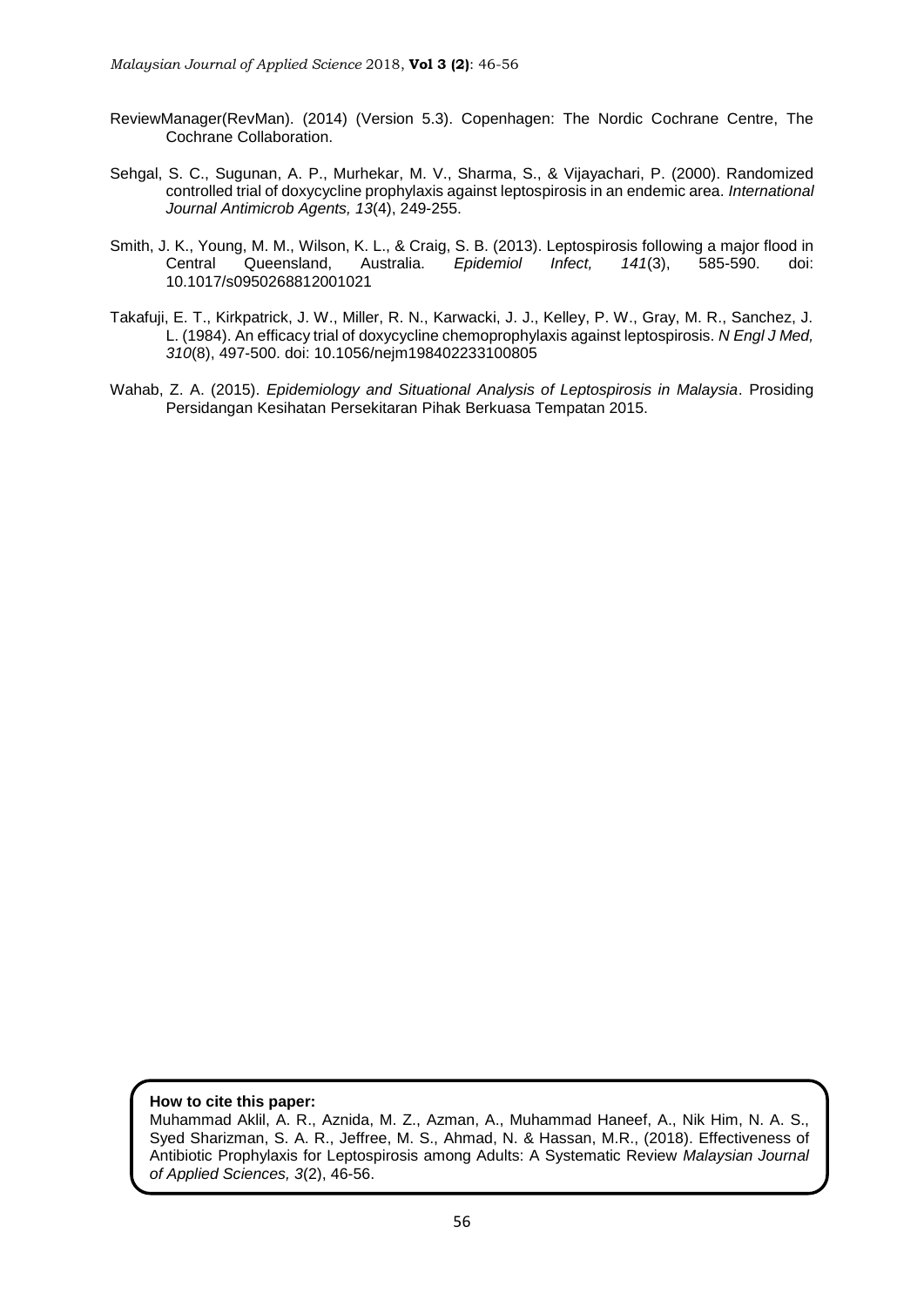ReviewManager(RevMan). (2014) (Version 5.3). Copenhagen: The Nordic Cochrane Centre, The Cochrane Collaboration.

Sehgal, S. C., Sugunan, A. P., Murhekar, M. V., Sharma, S., & Vijayachari, P. (2000). Randomized controlled trial of doxycycline prophylaxis against leptospirosis in an endemic area. *International Journal Antimicrob Agents, 13*(4), 249-255.

Smith, J. K., Young, M. M., Wilson, K. L., & Craig, S. B. (2013). Leptospirosis following a major flood in Central Queensland, Australia. *Epidemiol Infect, 141*(3), 585-590. doi: 10.1017/s0950268812001021

Takafuji, E. T., Kirkpatrick, J. W., Miller, R. N., Karwacki, J. J., Kelley, P. W., Gray, M. R., Sanchez, J. L. (1984). An efficacy trial of doxycycline chemoprophylaxis against leptospirosis. *N Engl J Med, 310*(8), 497-500. doi: 10.1056/nejm198402233100805

Wahab, Z. A. (2015). *Epidemiology and Situational Analysis of Leptospirosis in Malaysia*. Prosiding Persidangan Kesihatan Persekitaran Pihak Berkuasa Tempatan 2015.

**How to cite this paper:**
Muhammad Aklil, A. R., Aznida, M. Z., Azman, A., Muhammad Haneef, A., Nik Him, N. A. S., Syed Sharizman, S. A. R., Jeffree, M. S., Ahmad, N. & Hassan, M.R., (2018). Effectiveness of Antibiotic Prophylaxis for Leptospirosis among Adults: A Systematic Review *Malaysian Journal of Applied Sciences, 3*(2), 46-56.